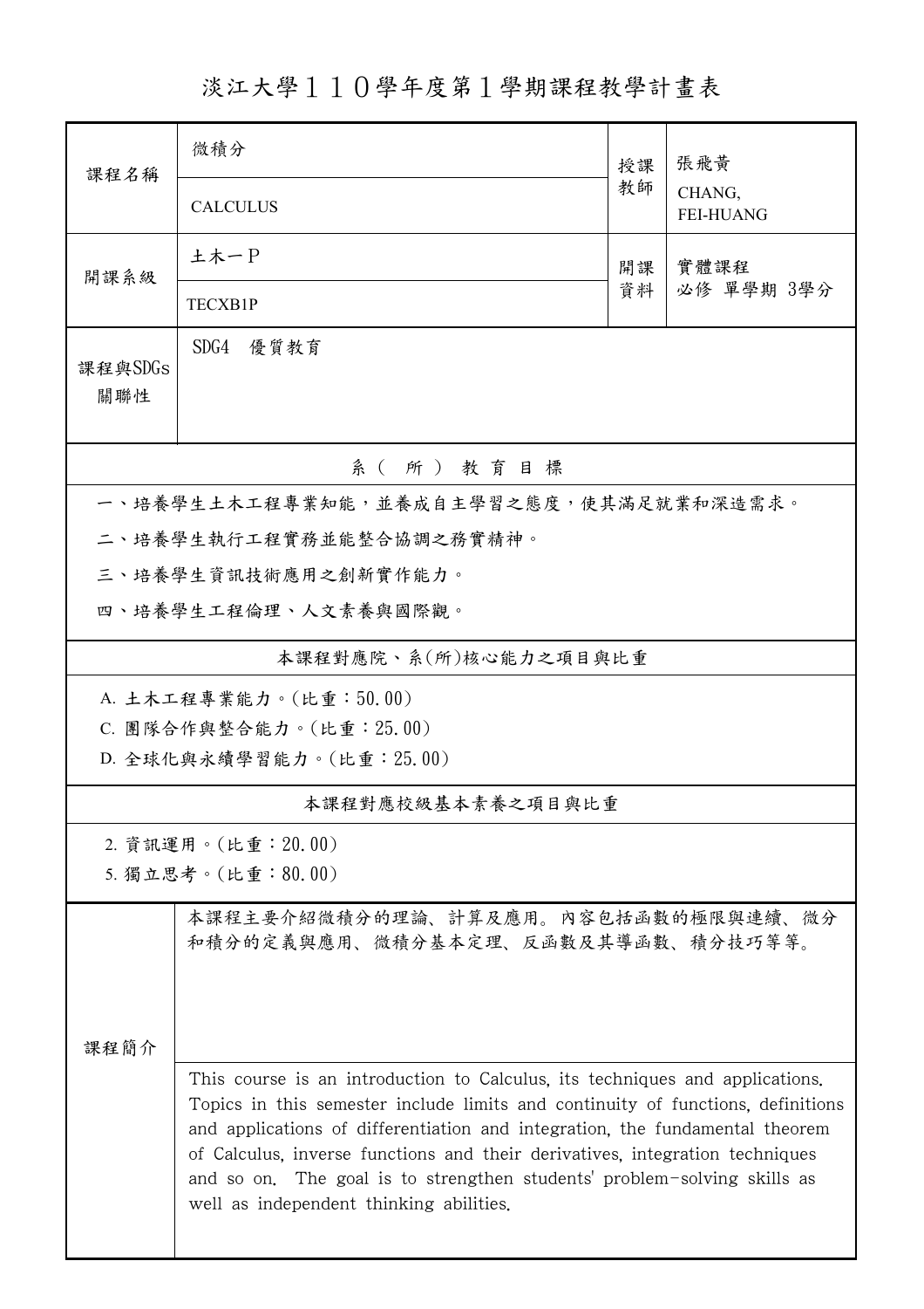# 淡江大學１１０學年度第１學期課程教學計畫表

| 課程名稱 | 微積分<br>CALCULUS | 授課教師 | 張飛黃<br>CHANG, FEI-HUANG |
|---|---|---|---|
| 開課系級 | 土木一Ｐ<br>TECXB1P | 開課資料 | 實體課程<br>必修 單學期 3學分 |
| 課程與SDGs關聯性 | SDG4 優質教育 | | |

## 系（所）教育目標

一、培養學生土木工程專業知能，並養成自主學習之態度，使其滿足就業和深造需求。

二、培養學生執行工程實務並能整合協調之務實精神。

三、培養學生資訊技術應用之創新實作能力。

四、培養學生工程倫理、人文素養與國際觀。

## 本課程對應院、系(所)核心能力之項目與比重

A. 土木工程專業能力。(比重：50.00)

C. 團隊合作與整合能力。(比重：25.00)

D. 全球化與永續學習能力。(比重：25.00)

## 本課程對應校級基本素養之項目與比重

2. 資訊運用。(比重：20.00)

5. 獨立思考。(比重：80.00)

## 課程簡介

本課程主要介紹微積分的理論、計算及應用。內容包括函數的極限與連續、微分和積分的定義與應用、微積分基本定理、反函數及其導函數、積分技巧等等。

This course is an introduction to Calculus, its techniques and applications. Topics in this semester include limits and continuity of functions, definitions and applications of differentiation and integration, the fundamental theorem of Calculus, inverse functions and their derivatives, integration techniques and so on. The goal is to strengthen students' problem-solving skills as well as independent thinking abilities.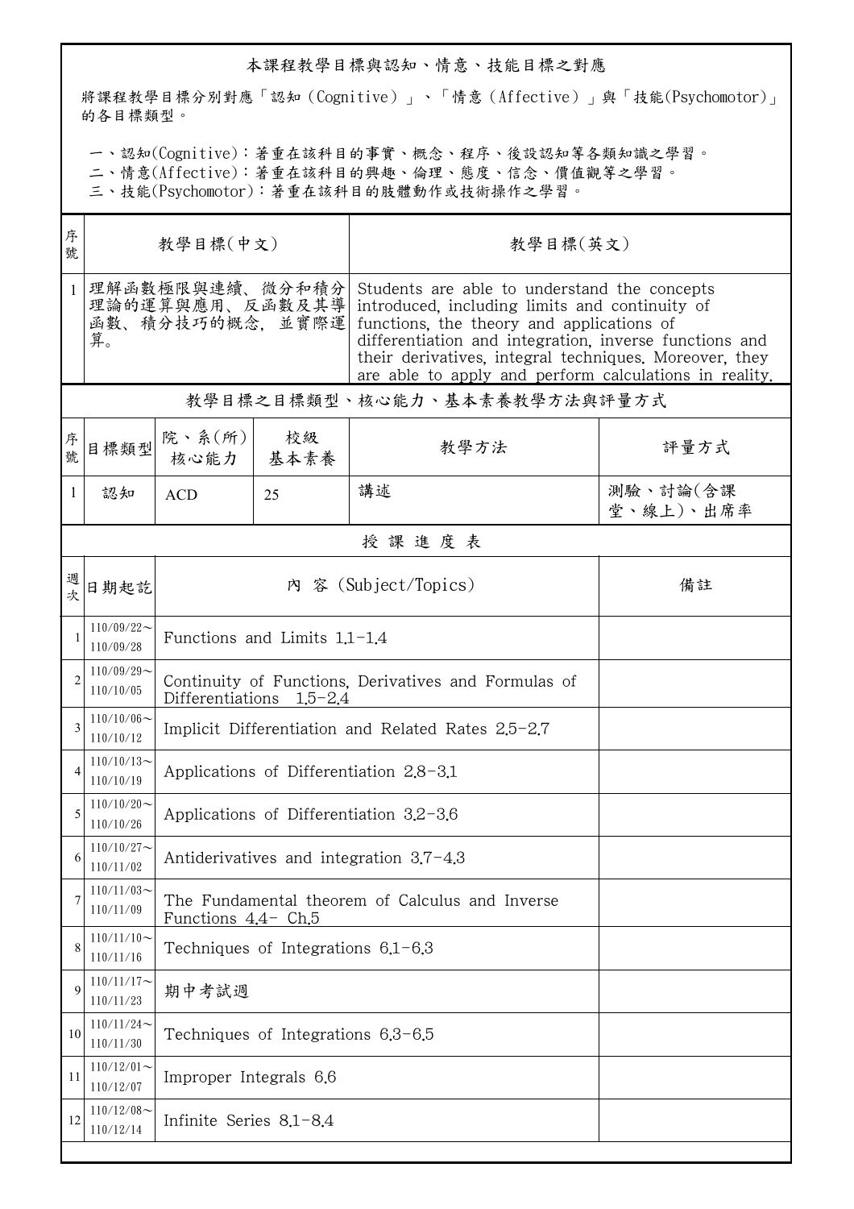## 本課程教學目標與認知、情意、技能目標之對應

將課程教學目標分別對應「認知（Cognitive）」、「情意（Affective）」與「技能(Psychomotor)」的各目標類型。

一、認知(Cognitive)：著重在該科目的事實、概念、程序、後設認知等各類知識之學習。
二、情意(Affective)：著重在該科目的興趣、倫理、態度、信念、價值觀等之學習。
三、技能(Psychomotor)：著重在該科目的肢體動作或技術操作之學習。

| 序號 | 教學目標(中文) | 教學目標(英文) |
|---|---|---|
| 1 | 理解函數極限與連續、微分和積分理論的運算與應用、反函數及其導函數、積分技巧的概念，並實際運算。 | Students are able to understand the concepts introduced, including limits and continuity of functions, the theory and applications of differentiation and integration, inverse functions and their derivatives, integral techniques. Moreover, they are able to apply and perform calculations in reality. |

## 教學目標之目標類型、核心能力、基本素養教學方法與評量方式

| 序號 | 目標類型 | 院、系(所)核心能力 | 校級基本素養 | 教學方法 | 評量方式 |
|---|---|---|---|---|---|
| 1 | 認知 | ACD | 25 | 講述 | 測驗、討論(含課堂、線上)、出席率 |

## 授課進度表

| 週次 | 日期起訖 | 內 容 (Subject/Topics) | 備註 |
|---|---|---|---|
| 1 | 110/09/22～110/09/28 | Functions and Limits 1.1-1.4 | |
| 2 | 110/09/29～110/10/05 | Continuity of Functions, Derivatives and Formulas of Differentiations 1.5-2.4 | |
| 3 | 110/10/06～110/10/12 | Implicit Differentiation and Related Rates 2.5-2.7 | |
| 4 | 110/10/13～110/10/19 | Applications of Differentiation 2.8-3.1 | |
| 5 | 110/10/20～110/10/26 | Applications of Differentiation 3.2-3.6 | |
| 6 | 110/10/27～110/11/02 | Antiderivatives and integration 3.7-4.3 | |
| 7 | 110/11/03～110/11/09 | The Fundamental theorem of Calculus and Inverse Functions 4.4- Ch.5 | |
| 8 | 110/11/10～110/11/16 | Techniques of Integrations 6.1-6.3 | |
| 9 | 110/11/17～110/11/23 | 期中考試週 | |
| 10 | 110/11/24～110/11/30 | Techniques of Integrations 6.3-6.5 | |
| 11 | 110/12/01～110/12/07 | Improper Integrals 6.6 | |
| 12 | 110/12/08～110/12/14 | Infinite Series 8.1-8.4 | |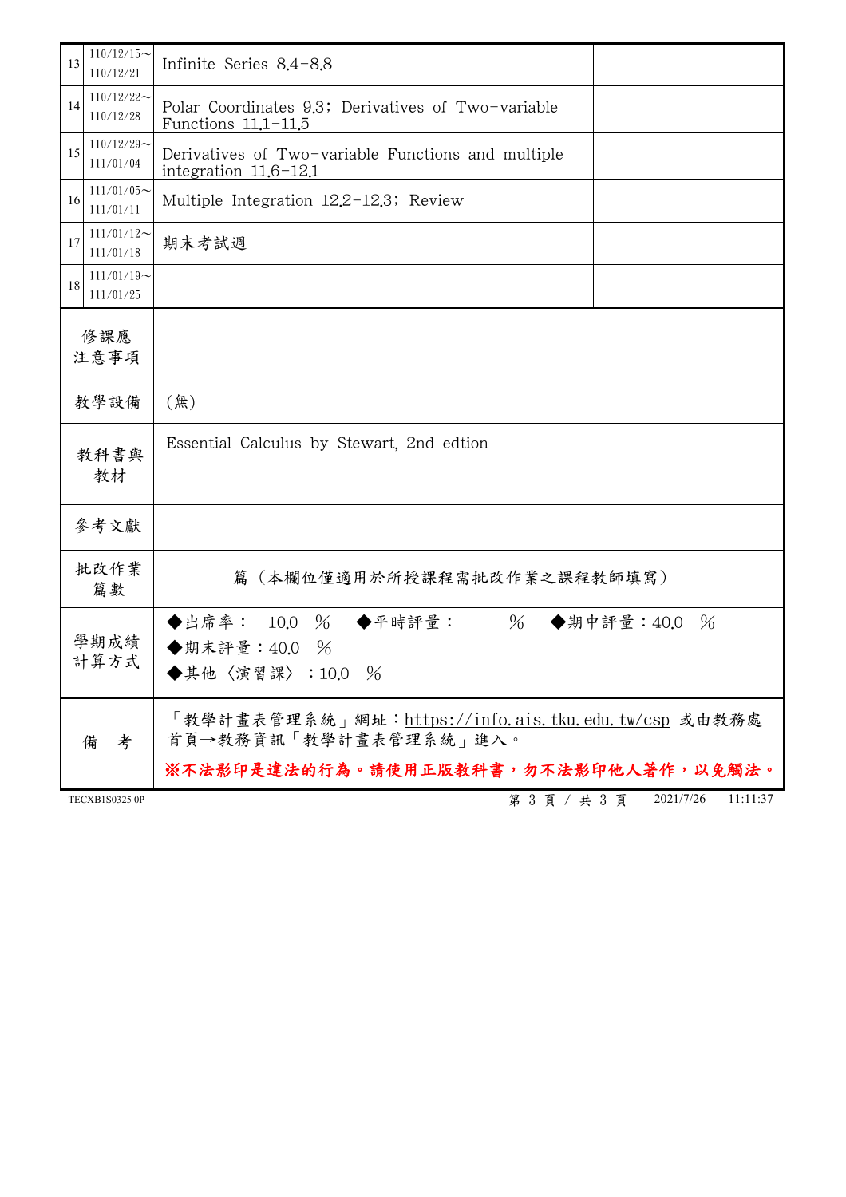| | | | |
|---|---|---|---|
| 13 | 110/12/15～<br>110/12/21 | Infinite Series 8.4-8.8 | |
| 14 | 110/12/22～<br>110/12/28 | Polar Coordinates 9.3; Derivatives of Two-variable Functions 11.1-11.5 | |
| 15 | 110/12/29～<br>111/01/04 | Derivatives of Two-variable Functions and multiple integration 11.6-12.1 | |
| 16 | 111/01/05～<br>111/01/11 | Multiple Integration 12.2-12.3; Review | |
| 17 | 111/01/12～<br>111/01/18 | 期末考試週 | |
| 18 | 111/01/19～<br>111/01/25 | | |

| | |
|---|---|
| 修課應注意事項 | |
| 教學設備 | (無) |
| 教科書與教材 | Essential Calculus by Stewart, 2nd edtion |
| 參考文獻 | |
| 批改作業篇數 | 篇（本欄位僅適用於所授課程需批改作業之課程教師填寫） |
| 學期成績計算方式 | ◆出席率： 10.0 ％ ◆平時評量： ％ ◆期中評量：40.0 ％<br>◆期末評量：40.0 ％<br>◆其他〈演習課〉：10.0 ％ |
| 備　考 | 「教學計畫表管理系統」網址：https://info.ais.tku.edu.tw/csp 或由教務處首頁→教務資訊「教學計畫表管理系統」進入。<br>**※不法影印是違法的行為。請使用正版教科書，勿不法影印他人著作，以免觸法。** |

TECXB1S0325 0P

2021/7/26 11:11:37